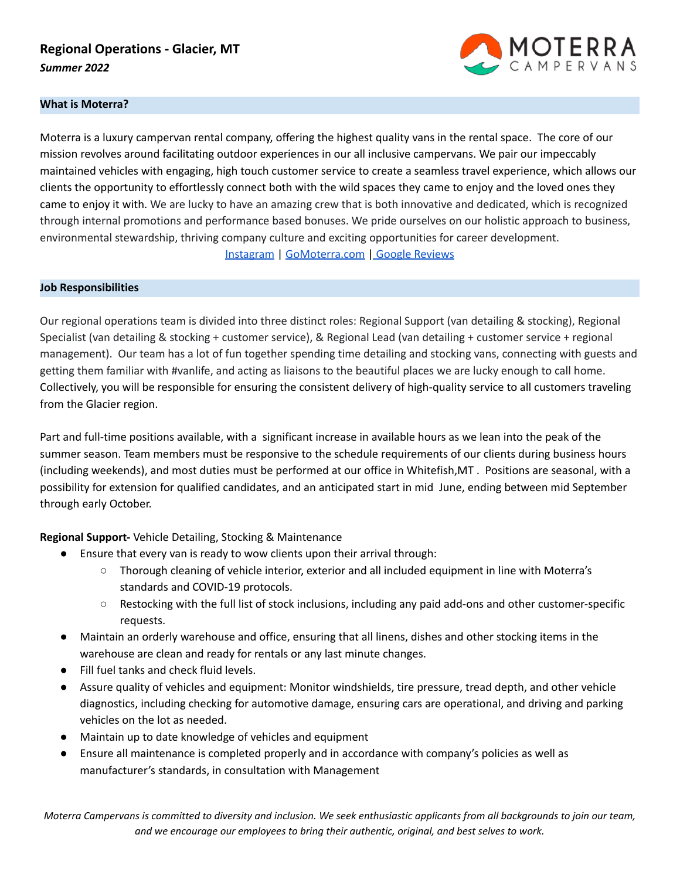## Regional Operations - Glacier, MT

***Summer 2022***

MOTERRA CAMPERVANS

### What is Moterra?

Moterra is a luxury campervan rental company, offering the highest quality vans in the rental space. The core of our mission revolves around facilitating outdoor experiences in our all inclusive campervans. We pair our impeccably maintained vehicles with engaging, high touch customer service to create a seamless travel experience, which allows our clients the opportunity to effortlessly connect both with the wild spaces they came to enjoy and the loved ones they came to enjoy it with. We are lucky to have an amazing crew that is both innovative and dedicated, which is recognized through internal promotions and performance based bonuses. We pride ourselves on our holistic approach to business, environmental stewardship, thriving company culture and exciting opportunities for career development.

Instagram | GoMoterra.com | Google Reviews

### Job Responsibilities

Our regional operations team is divided into three distinct roles: Regional Support (van detailing & stocking), Regional Specialist (van detailing & stocking + customer service), & Regional Lead (van detailing + customer service + regional management). Our team has a lot of fun together spending time detailing and stocking vans, connecting with guests and getting them familiar with #vanlife, and acting as liaisons to the beautiful places we are lucky enough to call home. Collectively, you will be responsible for ensuring the consistent delivery of high-quality service to all customers traveling from the Glacier region.

Part and full-time positions available, with a significant increase in available hours as we lean into the peak of the summer season. Team members must be responsive to the schedule requirements of our clients during business hours (including weekends), and most duties must be performed at our office in Whitefish,MT . Positions are seasonal, with a possibility for extension for qualified candidates, and an anticipated start in mid June, ending between mid September through early October.

**Regional Support-** Vehicle Detailing, Stocking & Maintenance

- Ensure that every van is ready to wow clients upon their arrival through:
  - Thorough cleaning of vehicle interior, exterior and all included equipment in line with Moterra's standards and COVID-19 protocols.
  - Restocking with the full list of stock inclusions, including any paid add-ons and other customer-specific requests.
- Maintain an orderly warehouse and office, ensuring that all linens, dishes and other stocking items in the warehouse are clean and ready for rentals or any last minute changes.
- Fill fuel tanks and check fluid levels.
- Assure quality of vehicles and equipment: Monitor windshields, tire pressure, tread depth, and other vehicle diagnostics, including checking for automotive damage, ensuring cars are operational, and driving and parking vehicles on the lot as needed.
- Maintain up to date knowledge of vehicles and equipment
- Ensure all maintenance is completed properly and in accordance with company's policies as well as manufacturer's standards, in consultation with Management

*Moterra Campervans is committed to diversity and inclusion. We seek enthusiastic applicants from all backgrounds to join our team, and we encourage our employees to bring their authentic, original, and best selves to work.*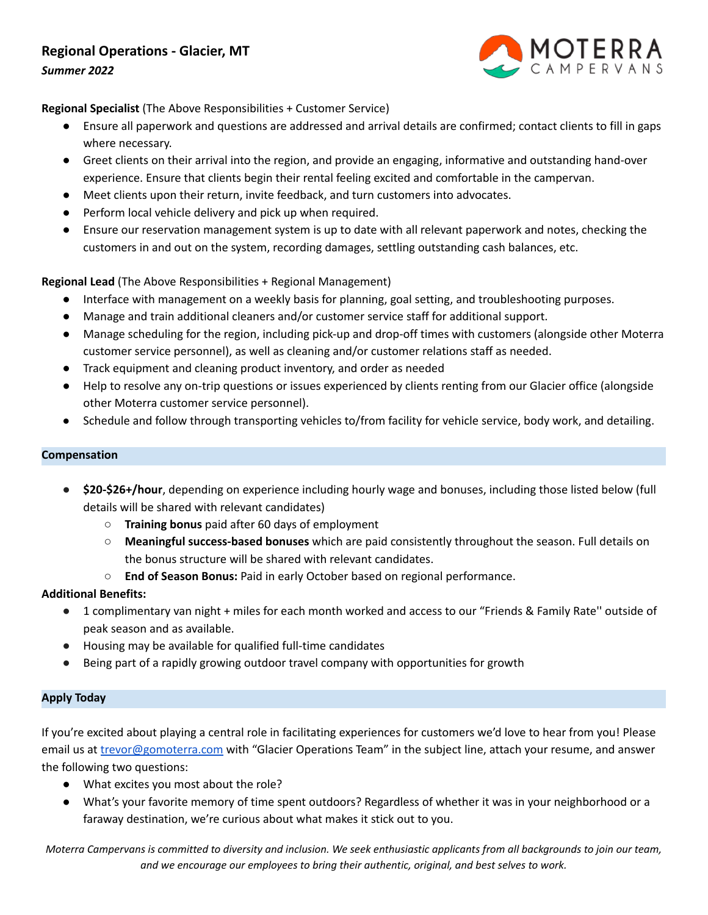## Regional Operations - Glacier, MT

***Summer 2022***

MOTERRA CAMPERVANS

**Regional Specialist** (The Above Responsibilities + Customer Service)

- Ensure all paperwork and questions are addressed and arrival details are confirmed; contact clients to fill in gaps where necessary.
- Greet clients on their arrival into the region, and provide an engaging, informative and outstanding hand-over experience. Ensure that clients begin their rental feeling excited and comfortable in the campervan.
- Meet clients upon their return, invite feedback, and turn customers into advocates.
- Perform local vehicle delivery and pick up when required.
- Ensure our reservation management system is up to date with all relevant paperwork and notes, checking the customers in and out on the system, recording damages, settling outstanding cash balances, etc.

**Regional Lead** (The Above Responsibilities + Regional Management)

- Interface with management on a weekly basis for planning, goal setting, and troubleshooting purposes.
- Manage and train additional cleaners and/or customer service staff for additional support.
- Manage scheduling for the region, including pick-up and drop-off times with customers (alongside other Moterra customer service personnel), as well as cleaning and/or customer relations staff as needed.
- Track equipment and cleaning product inventory, and order as needed
- Help to resolve any on-trip questions or issues experienced by clients renting from our Glacier office (alongside other Moterra customer service personnel).
- Schedule and follow through transporting vehicles to/from facility for vehicle service, body work, and detailing.

### Compensation

- **$20-$26+/hour**, depending on experience including hourly wage and bonuses, including those listed below (full details will be shared with relevant candidates)
    - **Training bonus** paid after 60 days of employment
    - **Meaningful success-based bonuses** which are paid consistently throughout the season. Full details on the bonus structure will be shared with relevant candidates.
    - **End of Season Bonus:** Paid in early October based on regional performance.

**Additional Benefits:**

- 1 complimentary van night + miles for each month worked and access to our "Friends & Family Rate'' outside of peak season and as available.
- Housing may be available for qualified full-time candidates
- Being part of a rapidly growing outdoor travel company with opportunities for growth

### Apply Today

If you're excited about playing a central role in facilitating experiences for customers we'd love to hear from you! Please email us at trevor@gomoterra.com with "Glacier Operations Team" in the subject line, attach your resume, and answer the following two questions:

- What excites you most about the role?
- What's your favorite memory of time spent outdoors? Regardless of whether it was in your neighborhood or a faraway destination, we're curious about what makes it stick out to you.

*Moterra Campervans is committed to diversity and inclusion. We seek enthusiastic applicants from all backgrounds to join our team, and we encourage our employees to bring their authentic, original, and best selves to work.*